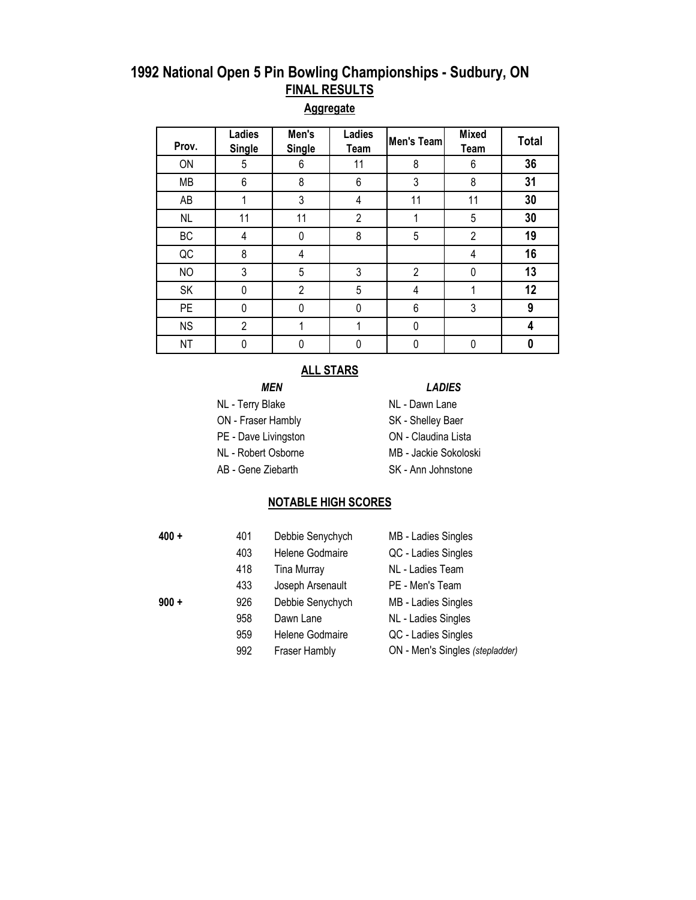# 1992 National Open 5 Pin Bowling Championships - Sudbury, ON

## FINAL RESULTS

### Aggregate

| Prov. | Ladies Single | Men's Single | Ladies Team | Men's Team | Mixed Team | Total |
|---|---|---|---|---|---|---|
| ON | 5 | 6 | 11 | 8 | 6 | **36** |
| MB | 6 | 8 | 6 | 3 | 8 | **31** |
| AB | 1 | 3 | 4 | 11 | 11 | **30** |
| NL | 11 | 11 | 2 | 1 | 5 | **30** |
| BC | 4 | 0 | 8 | 5 | 2 | **19** |
| QC | 8 | 4 | | | 4 | **16** |
| NO | 3 | 5 | 3 | 2 | 0 | **13** |
| SK | 0 | 2 | 5 | 4 | 1 | **12** |
| PE | 0 | 0 | 0 | 6 | 3 | **9** |
| NS | 2 | 1 | 1 | 0 | | **4** |
| NT | 0 | 0 | 0 | 0 | 0 | **0** |

### ALL STARS

***MEN***

- NL - Terry Blake
- ON - Fraser Hambly
- PE - Dave Livingston
- NL - Robert Osborne
- AB - Gene Ziebarth

***LADIES***

- NL - Dawn Lane
- SK - Shelley Baer
- ON - Claudina Lista
- MB - Jackie Sokoloski
- SK - Ann Johnstone

### NOTABLE HIGH SCORES

| | | | |
|---|---|---|---|
| **400 +** | 401 | Debbie Senychych | MB - Ladies Singles |
| | 403 | Helene Godmaire | QC - Ladies Singles |
| | 418 | Tina Murray | NL - Ladies Team |
| | 433 | Joseph Arsenault | PE - Men's Team |
| **900 +** | 926 | Debbie Senychych | MB - Ladies Singles |
| | 958 | Dawn Lane | NL - Ladies Singles |
| | 959 | Helene Godmaire | QC - Ladies Singles |
| | 992 | Fraser Hambly | ON - Men's Singles *(stepladder)* |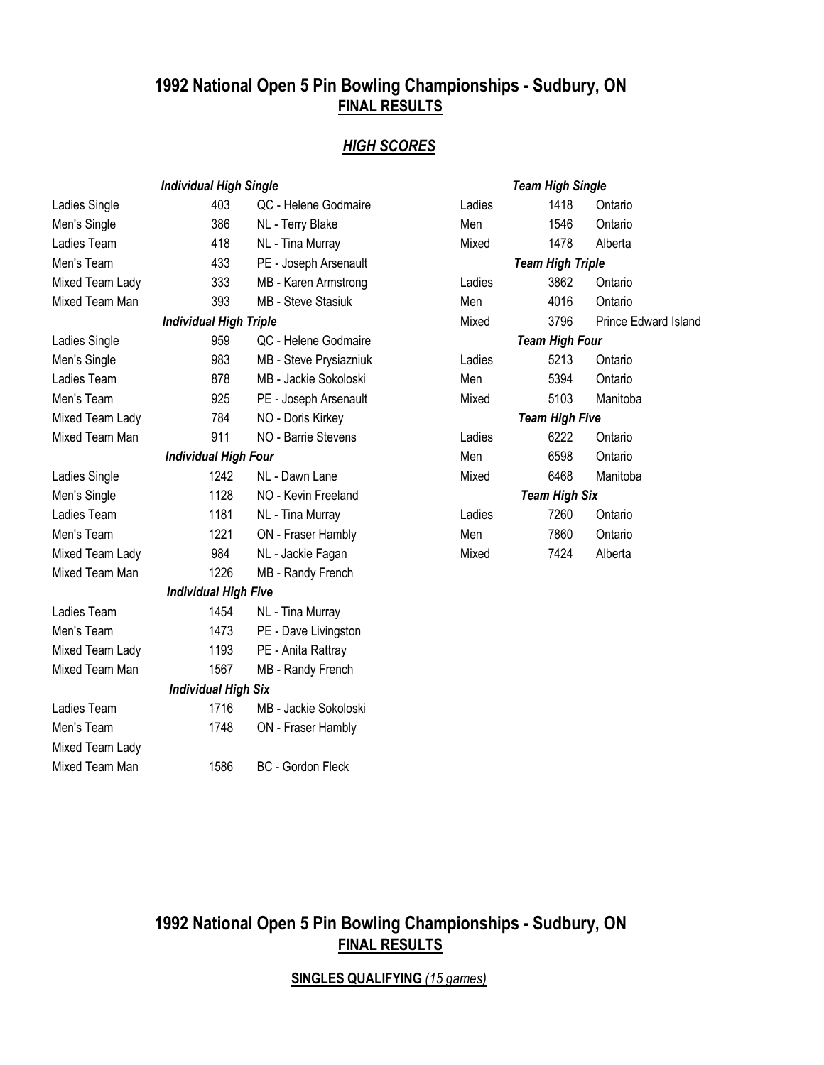## 1992 National Open 5 Pin Bowling Championships - Sudbury, ON
### FINAL RESULTS

### *HIGH SCORES*

| *Individual High Single* | | |
|---|---|---|
| Ladies Single | 403 | QC - Helene Godmaire |
| Men's Single | 386 | NL - Terry Blake |
| Ladies Team | 418 | NL - Tina Murray |
| Men's Team | 433 | PE - Joseph Arsenault |
| Mixed Team Lady | 333 | MB - Karen Armstrong |
| Mixed Team Man | 393 | MB - Steve Stasiuk |
| ***Individual High Triple*** | | |
| Ladies Single | 959 | QC - Helene Godmaire |
| Men's Single | 983 | MB - Steve Prysiazniuk |
| Ladies Team | 878 | MB - Jackie Sokoloski |
| Men's Team | 925 | PE - Joseph Arsenault |
| Mixed Team Lady | 784 | NO - Doris Kirkey |
| Mixed Team Man | 911 | NO - Barrie Stevens |
| ***Individual High Four*** | | |
| Ladies Single | 1242 | NL - Dawn Lane |
| Men's Single | 1128 | NO - Kevin Freeland |
| Ladies Team | 1181 | NL - Tina Murray |
| Men's Team | 1221 | ON - Fraser Hambly |
| Mixed Team Lady | 984 | NL - Jackie Fagan |
| Mixed Team Man | 1226 | MB - Randy French |
| ***Individual High Five*** | | |
| Ladies Team | 1454 | NL - Tina Murray |
| Men's Team | 1473 | PE - Dave Livingston |
| Mixed Team Lady | 1193 | PE - Anita Rattray |
| Mixed Team Man | 1567 | MB - Randy French |
| ***Individual High Six*** | | |
| Ladies Team | 1716 | MB - Jackie Sokoloski |
| Men's Team | 1748 | ON - Fraser Hambly |
| Mixed Team Lady | | |
| Mixed Team Man | 1586 | BC - Gordon Fleck |

| *Team High Single* | | |
|---|---|---|
| Ladies | 1418 | Ontario |
| Men | 1546 | Ontario |
| Mixed | 1478 | Alberta |
| ***Team High Triple*** | | |
| Ladies | 3862 | Ontario |
| Men | 4016 | Ontario |
| Mixed | 3796 | Prince Edward Island |
| ***Team High Four*** | | |
| Ladies | 5213 | Ontario |
| Men | 5394 | Ontario |
| Mixed | 5103 | Manitoba |
| ***Team High Five*** | | |
| Ladies | 6222 | Ontario |
| Men | 6598 | Ontario |
| Mixed | 6468 | Manitoba |
| ***Team High Six*** | | |
| Ladies | 7260 | Ontario |
| Men | 7860 | Ontario |
| Mixed | 7424 | Alberta |

## 1992 National Open 5 Pin Bowling Championships - Sudbury, ON
### FINAL RESULTS

**SINGLES QUALIFYING** *(15 games)*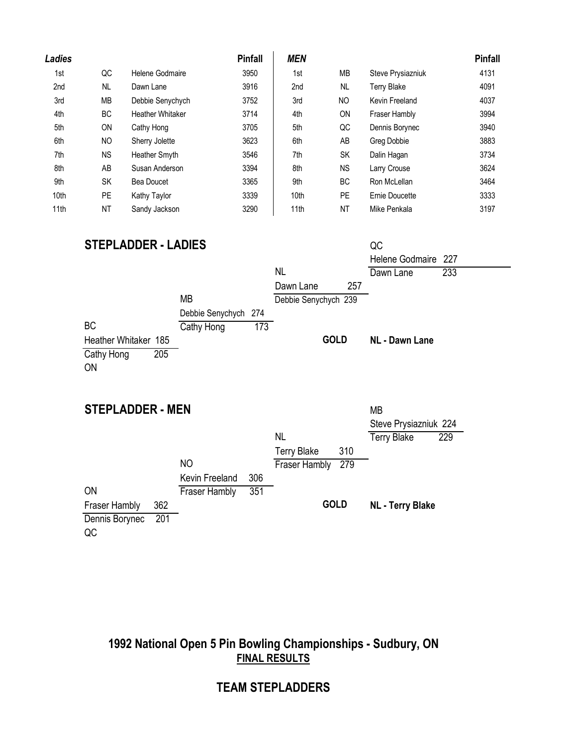| *Ladies* | | | Pinfall |
|---|---|---|---|
| 1st | QC | Helene Godmaire | 3950 |
| 2nd | NL | Dawn Lane | 3916 |
| 3rd | MB | Debbie Senychych | 3752 |
| 4th | BC | Heather Whitaker | 3714 |
| 5th | ON | Cathy Hong | 3705 |
| 6th | NO | Sherry Jolette | 3623 |
| 7th | NS | Heather Smyth | 3546 |
| 8th | AB | Susan Anderson | 3394 |
| 9th | SK | Bea Doucet | 3365 |
| 10th | PE | Kathy Taylor | 3339 |
| 11th | NT | Sandy Jackson | 3290 |

| *MEN* | | | Pinfall |
|---|---|---|---|
| 1st | MB | Steve Prysiazniuk | 4131 |
| 2nd | NL | Terry Blake | 4091 |
| 3rd | NO | Kevin Freeland | 4037 |
| 4th | ON | Fraser Hambly | 3994 |
| 5th | QC | Dennis Borynec | 3940 |
| 6th | AB | Greg Dobbie | 3883 |
| 7th | SK | Dalin Hagan | 3734 |
| 8th | NS | Larry Crouse | 3624 |
| 9th | BC | Ron McLellan | 3464 |
| 10th | PE | Ernie Doucette | 3333 |
| 11th | NT | Mike Penkala | 3197 |

## STEPLADDER - LADIES

BC
Heather Whitaker 185
Cathy Hong 205
ON

MB
Debbie Senychych 274
Cathy Hong 173

NL
Dawn Lane 257
Debbie Senychych 239

QC
Helene Godmaire 227
Dawn Lane 233

**GOLD** **NL - Dawn Lane**

## STEPLADDER - MEN

ON
Fraser Hambly 362
Dennis Borynec 201
QC

NO
Kevin Freeland 306
Fraser Hambly 351

NL
Terry Blake 310
Fraser Hambly 279

MB
Steve Prysiazniuk 224
Terry Blake 229

**GOLD** **NL - Terry Blake**

## 1992 National Open 5 Pin Bowling Championships - Sudbury, ON

**FINAL RESULTS**

## TEAM STEPLADDERS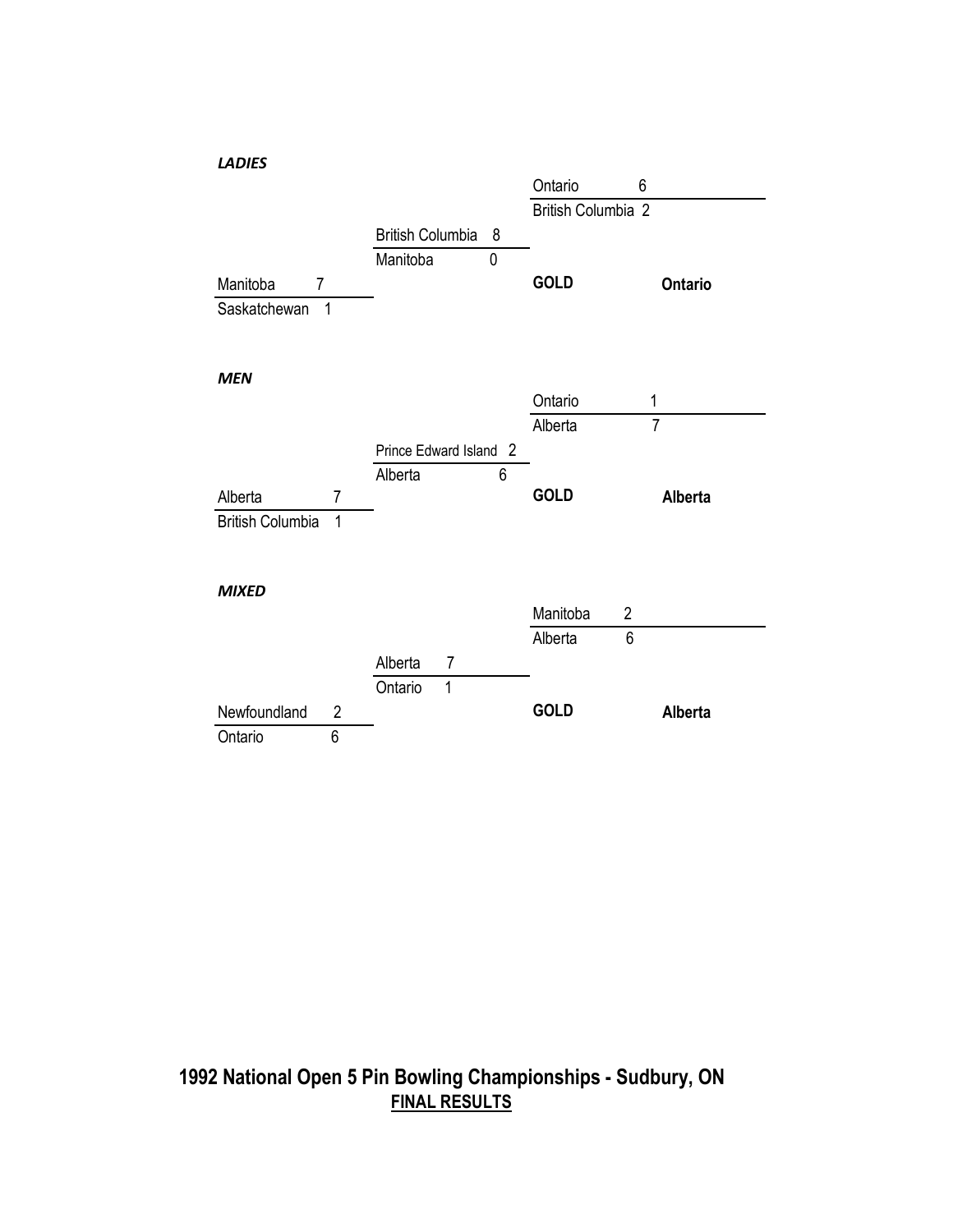***LADIES***

| Round 1 | | Round 2 | | Final | |
|---|---|---|---|---|---|
| | | | | Ontario | 6 |
| | | | | British Columbia | 2 |
| | | British Columbia | 8 | | |
| | | Manitoba | 0 | | |
| Manitoba | 7 | | | **GOLD** | **Ontario** |
| Saskatchewan | 1 | | | | |

***MEN***

| Round 1 | | Round 2 | | Final | |
|---|---|---|---|---|---|
| | | | | Ontario | 1 |
| | | | | Alberta | 7 |
| | | Prince Edward Island | 2 | | |
| | | Alberta | 6 | | |
| Alberta | 7 | | | **GOLD** | **Alberta** |
| British Columbia | 1 | | | | |

***MIXED***

| Round 1 | | Round 2 | | Final | |
|---|---|---|---|---|---|
| | | | | Manitoba | 2 |
| | | | | Alberta | 6 |
| | | Alberta | 7 | | |
| | | Ontario | 1 | | |
| Newfoundland | 2 | | | **GOLD** | **Alberta** |
| Ontario | 6 | | | | |

**1992 National Open 5 Pin Bowling Championships - Sudbury, ON**

**FINAL RESULTS**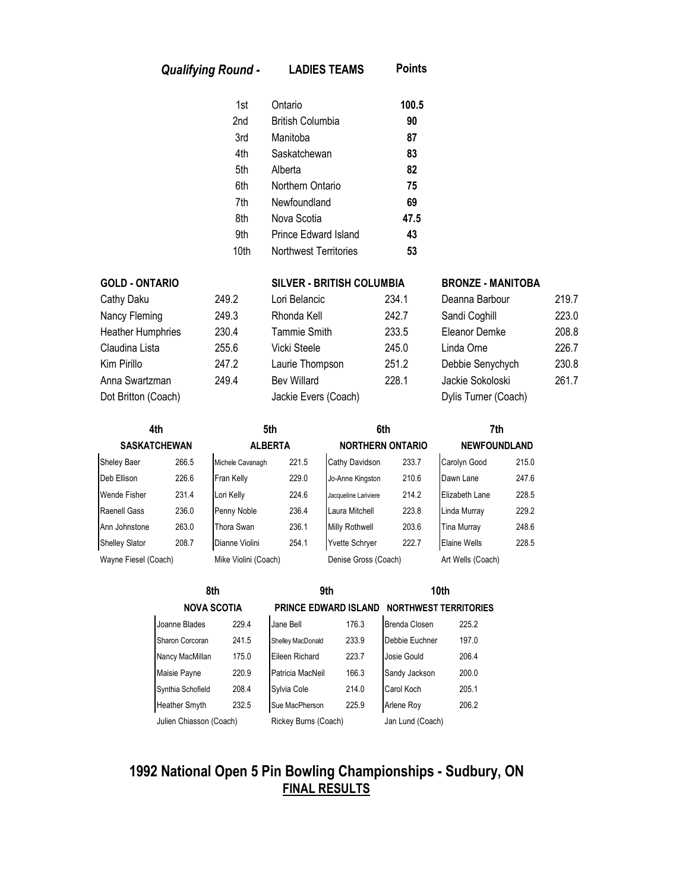## *Qualifying Round -* LADIES TEAMS

| | LADIES TEAMS | Points |
|---|---|---|
| 1st | Ontario | **100.5** |
| 2nd | British Columbia | **90** |
| 3rd | Manitoba | **87** |
| 4th | Saskatchewan | **83** |
| 5th | Alberta | **82** |
| 6th | Northern Ontario | **75** |
| 7th | Newfoundland | **69** |
| 8th | Nova Scotia | **47.5** |
| 9th | Prince Edward Island | **43** |
| 10th | Northwest Territories | **53** |

| GOLD - ONTARIO | | SILVER - BRITISH COLUMBIA | | BRONZE - MANITOBA | |
|---|---|---|---|---|---|
| Cathy Daku | 249.2 | Lori Belancic | 234.1 | Deanna Barbour | 219.7 |
| Nancy Fleming | 249.3 | Rhonda Kell | 242.7 | Sandi Coghill | 223.0 |
| Heather Humphries | 230.4 | Tammie Smith | 233.5 | Eleanor Demke | 208.8 |
| Claudina Lista | 255.6 | Vicki Steele | 245.0 | Linda Orne | 226.7 |
| Kim Pirillo | 247.2 | Laurie Thompson | 251.2 | Debbie Senychych | 230.8 |
| Anna Swartzman | 249.4 | Bev Willard | 228.1 | Jackie Sokoloski | 261.7 |
| Dot Britton (Coach) | | Jackie Evers (Coach) | | Dylis Turner (Coach) | |

| 4th | | 5th | | 6th | | 7th | |
|---|---|---|---|---|---|---|---|
| **SASKATCHEWAN** | | **ALBERTA** | | **NORTHERN ONTARIO** | | **NEWFOUNDLAND** | |
| Sheley Baer | 266.5 | Michele Cavanagh | 221.5 | Cathy Davidson | 233.7 | Carolyn Good | 215.0 |
| Deb Ellison | 226.6 | Fran Kelly | 229.0 | Jo-Anne Kingston | 210.6 | Dawn Lane | 247.6 |
| Wende Fisher | 231.4 | Lori Kelly | 224.6 | Jacqueline Lariviere | 214.2 | Elizabeth Lane | 228.5 |
| Raenell Gass | 236.0 | Penny Noble | 236.4 | Laura Mitchell | 223.8 | Linda Murray | 229.2 |
| Ann Johnstone | 263.0 | Thora Swan | 236.1 | Milly Rothwell | 203.6 | Tina Murray | 248.6 |
| Shelley Slator | 208.7 | Dianne Violini | 254.1 | Yvette Schryer | 222.7 | Elaine Wells | 228.5 |
| Wayne Fiesel (Coach) | | Mike Violini (Coach) | | Denise Gross (Coach) | | Art Wells (Coach) | |

| 8th | | 9th | | 10th | |
|---|---|---|---|---|---|
| **NOVA SCOTIA** | | **PRINCE EDWARD ISLAND** | | **NORTHWEST TERRITORIES** | |
| Joanne Blades | 229.4 | Jane Bell | 176.3 | Brenda Closen | 225.2 |
| Sharon Corcoran | 241.5 | Shelley MacDonald | 233.9 | Debbie Euchner | 197.0 |
| Nancy MacMillan | 175.0 | Eileen Richard | 223.7 | Josie Gould | 206.4 |
| Maisie Payne | 220.9 | Patricia MacNeil | 166.3 | Sandy Jackson | 200.0 |
| Synthia Schofield | 208.4 | Sylvia Cole | 214.0 | Carol Koch | 205.1 |
| Heather Smyth | 232.5 | Sue MacPherson | 225.9 | Arlene Roy | 206.2 |
| Julien Chiasson (Coach) | | Rickey Burns (Coach) | | Jan Lund (Coach) | |

## 1992 National Open 5 Pin Bowling Championships - Sudbury, ON

**FINAL RESULTS**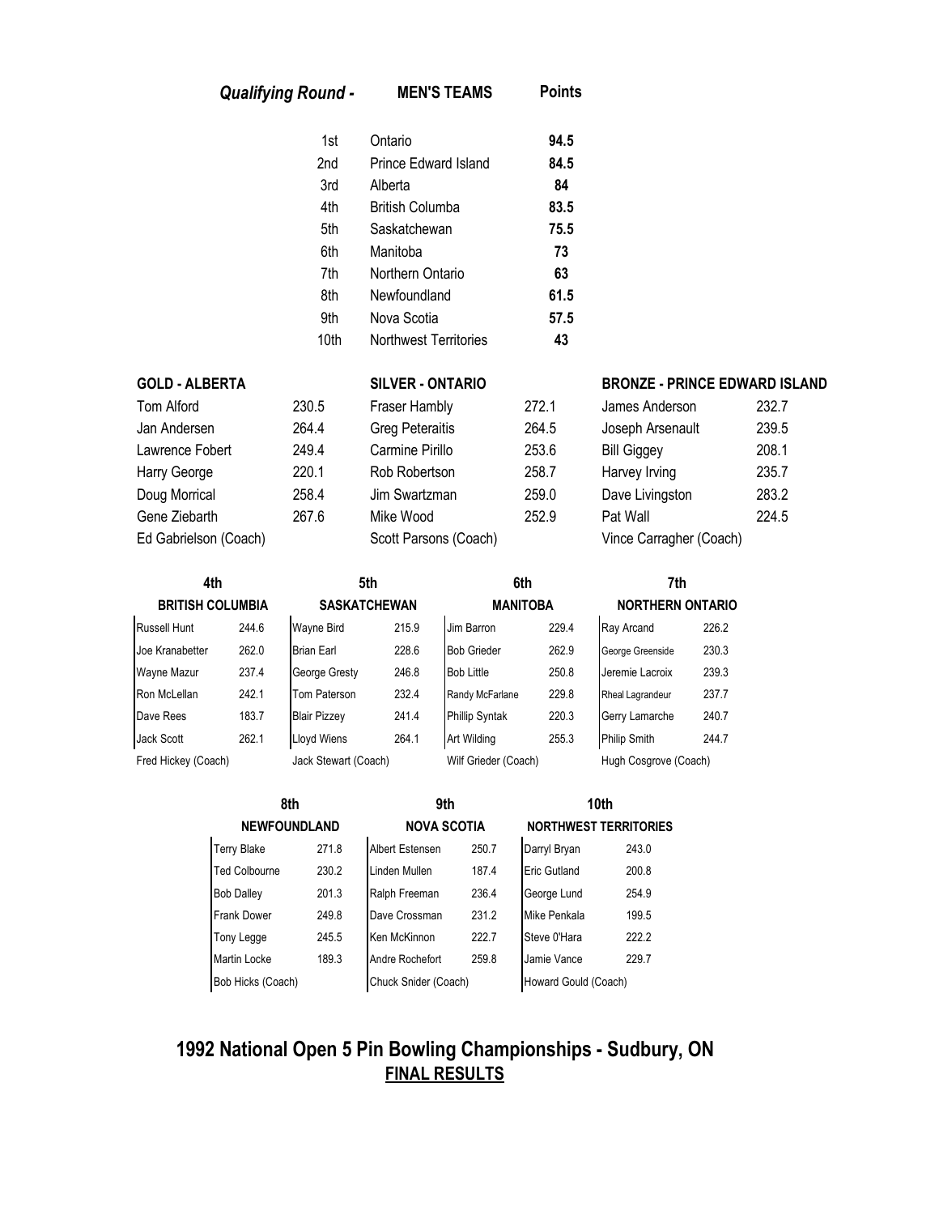## *Qualifying Round -* MEN'S TEAMS

| | MEN'S TEAMS | Points |
|---|---|---|
| 1st | Ontario | **94.5** |
| 2nd | Prince Edward Island | **84.5** |
| 3rd | Alberta | **84** |
| 4th | British Columba | **83.5** |
| 5th | Saskatchewan | **75.5** |
| 6th | Manitoba | **73** |
| 7th | Northern Ontario | **63** |
| 8th | Newfoundland | **61.5** |
| 9th | Nova Scotia | **57.5** |
| 10th | Northwest Territories | **43** |

| GOLD - ALBERTA | | SILVER - ONTARIO | | BRONZE - PRINCE EDWARD ISLAND | |
|---|---|---|---|---|---|
| Tom Alford | 230.5 | Fraser Hambly | 272.1 | James Anderson | 232.7 |
| Jan Andersen | 264.4 | Greg Peteraitis | 264.5 | Joseph Arsenault | 239.5 |
| Lawrence Fobert | 249.4 | Carmine Pirillo | 253.6 | Bill Giggey | 208.1 |
| Harry George | 220.1 | Rob Robertson | 258.7 | Harvey Irving | 235.7 |
| Doug Morrical | 258.4 | Jim Swartzman | 259.0 | Dave Livingston | 283.2 |
| Gene Ziebarth | 267.6 | Mike Wood | 252.9 | Pat Wall | 224.5 |
| Ed Gabrielson (Coach) | | Scott Parsons (Coach) | | Vince Carragher (Coach) | |

| 4th | | 5th | | 6th | | 7th | |
|---|---|---|---|---|---|---|---|
| **BRITISH COLUMBIA** | | **SASKATCHEWAN** | | **MANITOBA** | | **NORTHERN ONTARIO** | |
| Russell Hunt | 244.6 | Wayne Bird | 215.9 | Jim Barron | 229.4 | Ray Arcand | 226.2 |
| Joe Kranabetter | 262.0 | Brian Earl | 228.6 | Bob Grieder | 262.9 | George Greenside | 230.3 |
| Wayne Mazur | 237.4 | George Gresty | 246.8 | Bob Little | 250.8 | Jeremie Lacroix | 239.3 |
| Ron McLellan | 242.1 | Tom Paterson | 232.4 | Randy McFarlane | 229.8 | Rheal Lagrandeur | 237.7 |
| Dave Rees | 183.7 | Blair Pizzey | 241.4 | Phillip Syntak | 220.3 | Gerry Lamarche | 240.7 |
| Jack Scott | 262.1 | Lloyd Wiens | 264.1 | Art Wilding | 255.3 | Philip Smith | 244.7 |
| Fred Hickey (Coach) | | Jack Stewart (Coach) | | Wilf Grieder (Coach) | | Hugh Cosgrove (Coach) | |

| 8th | | 9th | | 10th | |
|---|---|---|---|---|---|
| **NEWFOUNDLAND** | | **NOVA SCOTIA** | | **NORTHWEST TERRITORIES** | |
| Terry Blake | 271.8 | Albert Estensen | 250.7 | Darryl Bryan | 243.0 |
| Ted Colbourne | 230.2 | Linden Mullen | 187.4 | Eric Gutland | 200.8 |
| Bob Dalley | 201.3 | Ralph Freeman | 236.4 | George Lund | 254.9 |
| Frank Dower | 249.8 | Dave Crossman | 231.2 | Mike Penkala | 199.5 |
| Tony Legge | 245.5 | Ken McKinnon | 222.7 | Steve 0'Hara | 222.2 |
| Martin Locke | 189.3 | Andre Rochefort | 259.8 | Jamie Vance | 229.7 |
| Bob Hicks (Coach) | | Chuck Snider (Coach) | | Howard Gould (Coach) | |

## 1992 National Open 5 Pin Bowling Championships - Sudbury, ON

**FINAL RESULTS**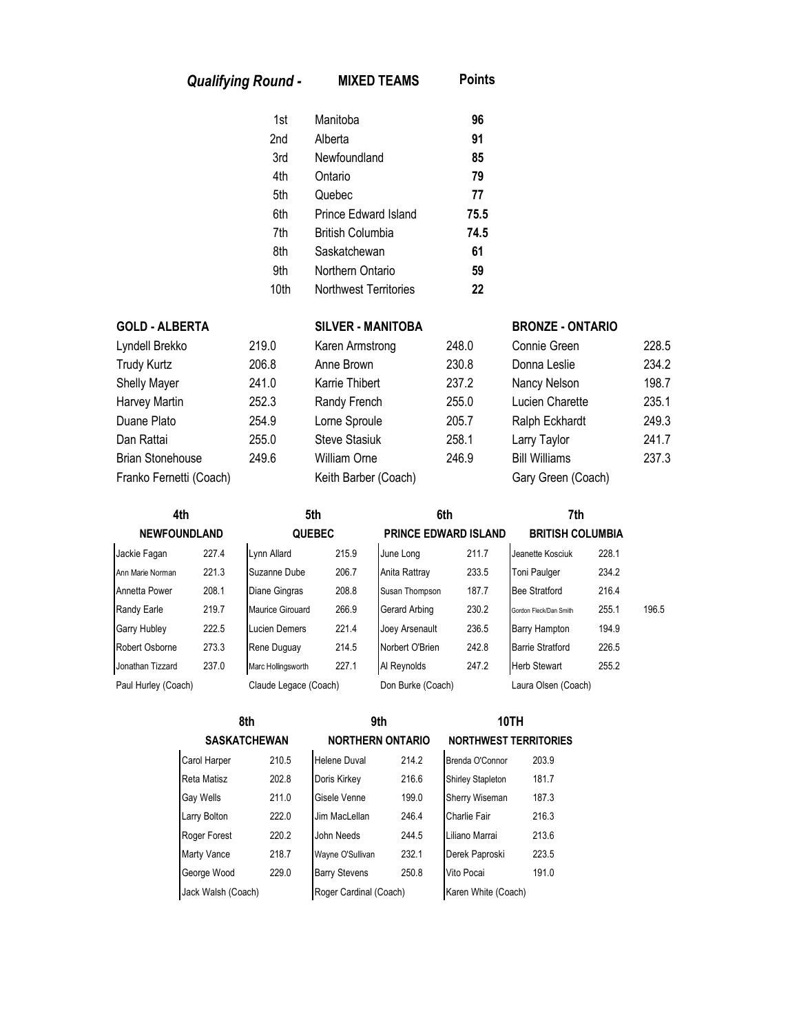## *Qualifying Round -* MIXED TEAMS

| | | Points |
|---|---|---|
| 1st | Manitoba | **96** |
| 2nd | Alberta | **91** |
| 3rd | Newfoundland | **85** |
| 4th | Ontario | **79** |
| 5th | Quebec | **77** |
| 6th | Prince Edward Island | **75.5** |
| 7th | British Columbia | **74.5** |
| 8th | Saskatchewan | **61** |
| 9th | Northern Ontario | **59** |
| 10th | Northwest Territories | **22** |

| **GOLD - ALBERTA** | | **SILVER - MANITOBA** | | **BRONZE - ONTARIO** | |
|---|---|---|---|---|---|
| Lyndell Brekko | 219.0 | Karen Armstrong | 248.0 | Connie Green | 228.5 |
| Trudy Kurtz | 206.8 | Anne Brown | 230.8 | Donna Leslie | 234.2 |
| Shelly Mayer | 241.0 | Karrie Thibert | 237.2 | Nancy Nelson | 198.7 |
| Harvey Martin | 252.3 | Randy French | 255.0 | Lucien Charette | 235.1 |
| Duane Plato | 254.9 | Lorne Sproule | 205.7 | Ralph Eckhardt | 249.3 |
| Dan Rattai | 255.0 | Steve Stasiuk | 258.1 | Larry Taylor | 241.7 |
| Brian Stonehouse | 249.6 | William Orne | 246.9 | Bill Williams | 237.3 |
| Franko Fernetti (Coach) | | Keith Barber (Coach) | | Gary Green (Coach) | |

| 4th | | 5th | | 6th | | 7th | | |
|---|---|---|---|---|---|---|---|---|
| **NEWFOUNDLAND** | | **QUEBEC** | | **PRINCE EDWARD ISLAND** | | **BRITISH COLUMBIA** | | |
| Jackie Fagan | 227.4 | Lynn Allard | 215.9 | June Long | 211.7 | Jeanette Kosciuk | 228.1 | |
| Ann Marie Norman | 221.3 | Suzanne Dube | 206.7 | Anita Rattray | 233.5 | Toni Paulger | 234.2 | |
| Annetta Power | 208.1 | Diane Gingras | 208.8 | Susan Thompson | 187.7 | Bee Stratford | 216.4 | |
| Randy Earle | 219.7 | Maurice Girouard | 266.9 | Gerard Arbing | 230.2 | Gordon Fleck/Dan Smith | 255.1 | 196.5 |
| Garry Hubley | 222.5 | Lucien Demers | 221.4 | Joey Arsenault | 236.5 | Barry Hampton | 194.9 | |
| Robert Osborne | 273.3 | Rene Duguay | 214.5 | Norbert O'Brien | 242.8 | Barrie Stratford | 226.5 | |
| Jonathan Tizzard | 237.0 | Marc Hollingsworth | 227.1 | Al Reynolds | 247.2 | Herb Stewart | 255.2 | |
| Paul Hurley (Coach) | | Claude Legace (Coach) | | Don Burke (Coach) | | Laura Olsen (Coach) | | |

| 8th | | 9th | | 10TH | |
|---|---|---|---|---|---|
| **SASKATCHEWAN** | | **NORTHERN ONTARIO** | | **NORTHWEST TERRITORIES** | |
| Carol Harper | 210.5 | Helene Duval | 214.2 | Brenda O'Connor | 203.9 |
| Reta Matisz | 202.8 | Doris Kirkey | 216.6 | Shirley Stapleton | 181.7 |
| Gay Wells | 211.0 | Gisele Venne | 199.0 | Sherry Wiseman | 187.3 |
| Larry Bolton | 222.0 | Jim MacLellan | 246.4 | Charlie Fair | 216.3 |
| Roger Forest | 220.2 | John Needs | 244.5 | Liliano Marrai | 213.6 |
| Marty Vance | 218.7 | Wayne O'Sullivan | 232.1 | Derek Paproski | 223.5 |
| George Wood | 229.0 | Barry Stevens | 250.8 | Vito Pocai | 191.0 |
| Jack Walsh (Coach) | | Roger Cardinal (Coach) | | Karen White (Coach) | |